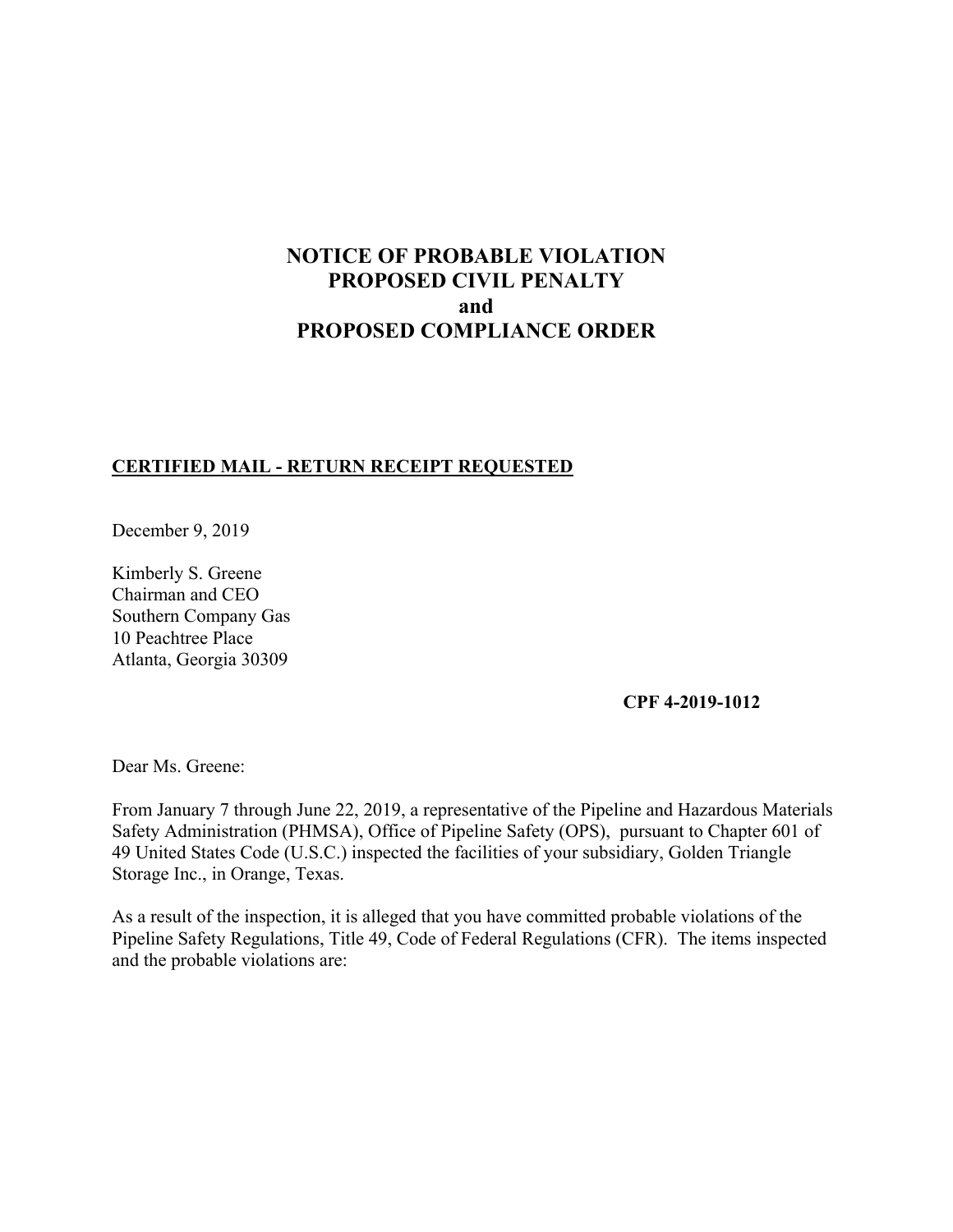# NOTICE OF PROBABLE VIOLATION
# PROPOSED CIVIL PENALTY
# and
# PROPOSED COMPLIANCE ORDER

**CERTIFIED MAIL - RETURN RECEIPT REQUESTED**

December 9, 2019

Kimberly S. Greene
Chairman and CEO
Southern Company Gas
10 Peachtree Place
Atlanta, Georgia 30309

**CPF 4-2019-1012**

Dear Ms. Greene:

From January 7 through June 22, 2019, a representative of the Pipeline and Hazardous Materials Safety Administration (PHMSA), Office of Pipeline Safety (OPS), pursuant to Chapter 601 of 49 United States Code (U.S.C.) inspected the facilities of your subsidiary, Golden Triangle Storage Inc., in Orange, Texas.

As a result of the inspection, it is alleged that you have committed probable violations of the Pipeline Safety Regulations, Title 49, Code of Federal Regulations (CFR). The items inspected and the probable violations are: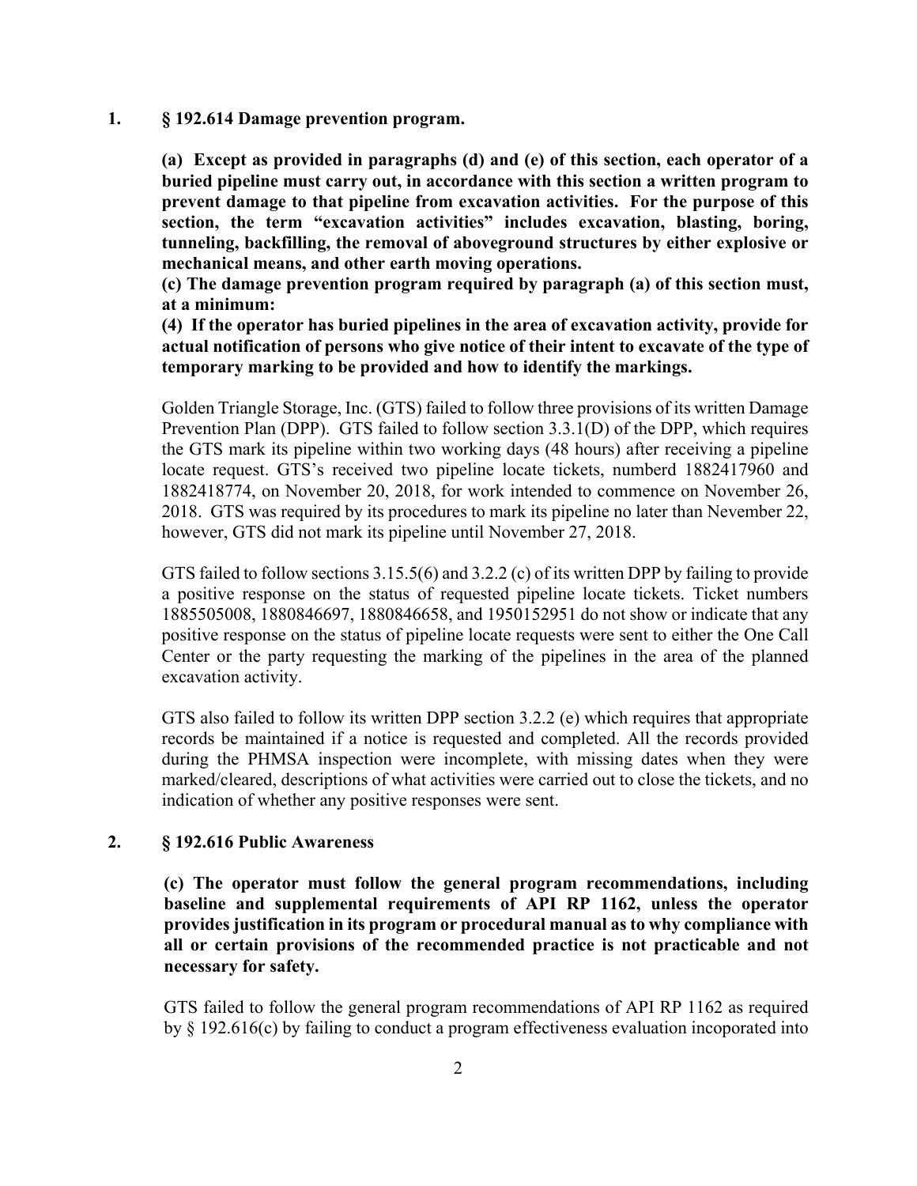**1. § 192.614 Damage prevention program.**

**(a) Except as provided in paragraphs (d) and (e) of this section, each operator of a buried pipeline must carry out, in accordance with this section a written program to prevent damage to that pipeline from excavation activities. For the purpose of this section, the term "excavation activities" includes excavation, blasting, boring, tunneling, backfilling, the removal of aboveground structures by either explosive or mechanical means, and other earth moving operations.**
**(c) The damage prevention program required by paragraph (a) of this section must, at a minimum:**
**(4) If the operator has buried pipelines in the area of excavation activity, provide for actual notification of persons who give notice of their intent to excavate of the type of temporary marking to be provided and how to identify the markings.**

Golden Triangle Storage, Inc. (GTS) failed to follow three provisions of its written Damage Prevention Plan (DPP). GTS failed to follow section 3.3.1(D) of the DPP, which requires the GTS mark its pipeline within two working days (48 hours) after receiving a pipeline locate request. GTS's received two pipeline locate tickets, numberd 1882417960 and 1882418774, on November 20, 2018, for work intended to commence on November 26, 2018. GTS was required by its procedures to mark its pipeline no later than November 22, however, GTS did not mark its pipeline until November 27, 2018.

GTS failed to follow sections 3.15.5(6) and 3.2.2 (c) of its written DPP by failing to provide a positive response on the status of requested pipeline locate tickets. Ticket numbers 1885505008, 1880846697, 1880846658, and 1950152951 do not show or indicate that any positive response on the status of pipeline locate requests were sent to either the One Call Center or the party requesting the marking of the pipelines in the area of the planned excavation activity.

GTS also failed to follow its written DPP section 3.2.2 (e) which requires that appropriate records be maintained if a notice is requested and completed. All the records provided during the PHMSA inspection were incomplete, with missing dates when they were marked/cleared, descriptions of what activities were carried out to close the tickets, and no indication of whether any positive responses were sent.

**2. § 192.616 Public Awareness**

**(c) The operator must follow the general program recommendations, including baseline and supplemental requirements of API RP 1162, unless the operator provides justification in its program or procedural manual as to why compliance with all or certain provisions of the recommended practice is not practicable and not necessary for safety.**

GTS failed to follow the general program recommendations of API RP 1162 as required by § 192.616(c) by failing to conduct a program effectiveness evaluation incoporated into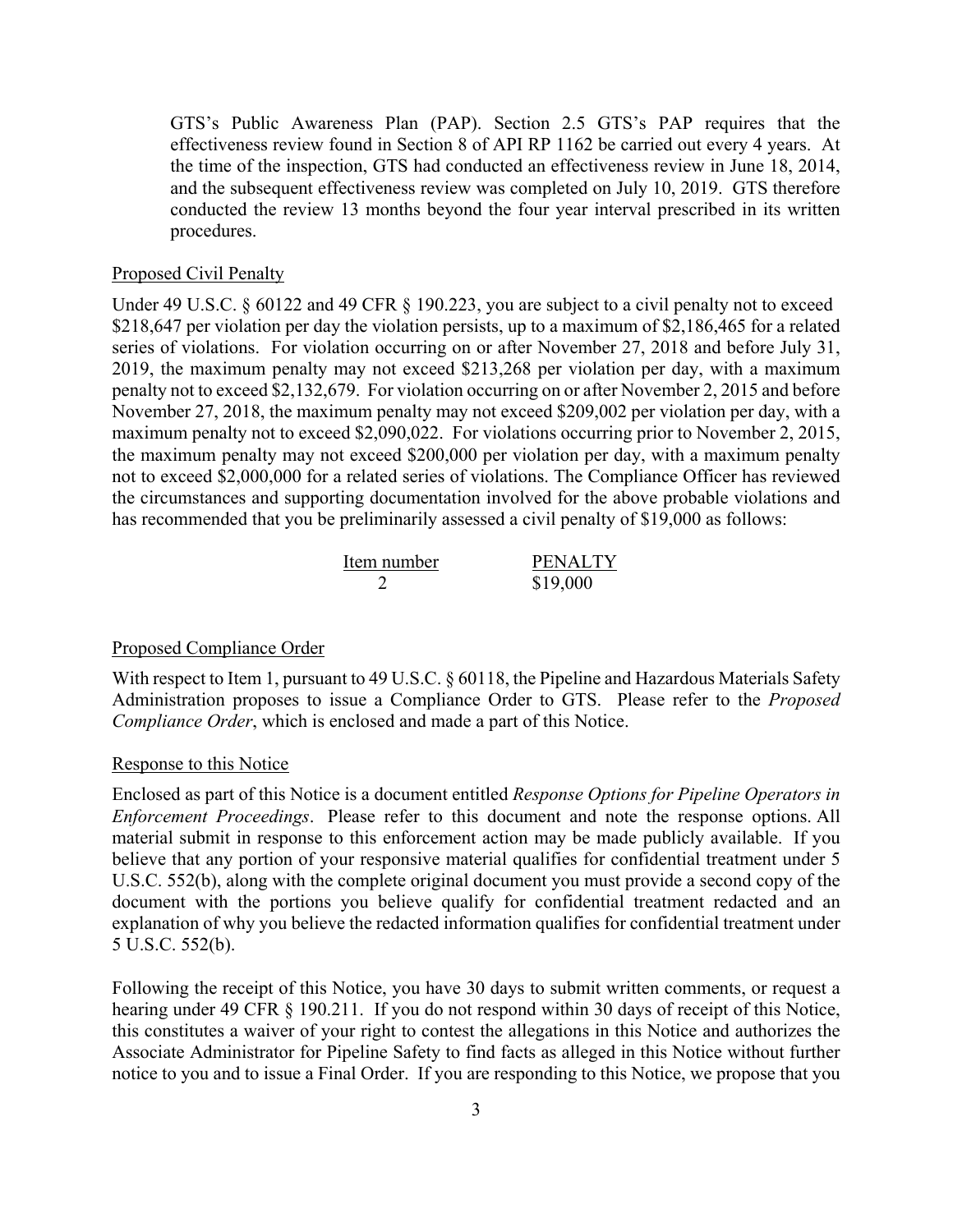GTS's Public Awareness Plan (PAP). Section 2.5 GTS's PAP requires that the effectiveness review found in Section 8 of API RP 1162 be carried out every 4 years. At the time of the inspection, GTS had conducted an effectiveness review in June 18, 2014, and the subsequent effectiveness review was completed on July 10, 2019. GTS therefore conducted the review 13 months beyond the four year interval prescribed in its written procedures.

Proposed Civil Penalty

Under 49 U.S.C. § 60122 and 49 CFR § 190.223, you are subject to a civil penalty not to exceed $218,647 per violation per day the violation persists, up to a maximum of $2,186,465 for a related series of violations. For violation occurring on or after November 27, 2018 and before July 31, 2019, the maximum penalty may not exceed $213,268 per violation per day, with a maximum penalty not to exceed $2,132,679. For violation occurring on or after November 2, 2015 and before November 27, 2018, the maximum penalty may not exceed $209,002 per violation per day, with a maximum penalty not to exceed $2,090,022. For violations occurring prior to November 2, 2015, the maximum penalty may not exceed $200,000 per violation per day, with a maximum penalty not to exceed $2,000,000 for a related series of violations. The Compliance Officer has reviewed the circumstances and supporting documentation involved for the above probable violations and has recommended that you be preliminarily assessed a civil penalty of $19,000 as follows:

| Item number | PENALTY |
|---|---|
| 2 | $19,000 |

Proposed Compliance Order

With respect to Item 1, pursuant to 49 U.S.C. § 60118, the Pipeline and Hazardous Materials Safety Administration proposes to issue a Compliance Order to GTS. Please refer to the *Proposed Compliance Order*, which is enclosed and made a part of this Notice.

Response to this Notice

Enclosed as part of this Notice is a document entitled *Response Options for Pipeline Operators in Enforcement Proceedings*. Please refer to this document and note the response options. All material submit in response to this enforcement action may be made publicly available. If you believe that any portion of your responsive material qualifies for confidential treatment under 5 U.S.C. 552(b), along with the complete original document you must provide a second copy of the document with the portions you believe qualify for confidential treatment redacted and an explanation of why you believe the redacted information qualifies for confidential treatment under 5 U.S.C. 552(b).

Following the receipt of this Notice, you have 30 days to submit written comments, or request a hearing under 49 CFR § 190.211. If you do not respond within 30 days of receipt of this Notice, this constitutes a waiver of your right to contest the allegations in this Notice and authorizes the Associate Administrator for Pipeline Safety to find facts as alleged in this Notice without further notice to you and to issue a Final Order. If you are responding to this Notice, we propose that you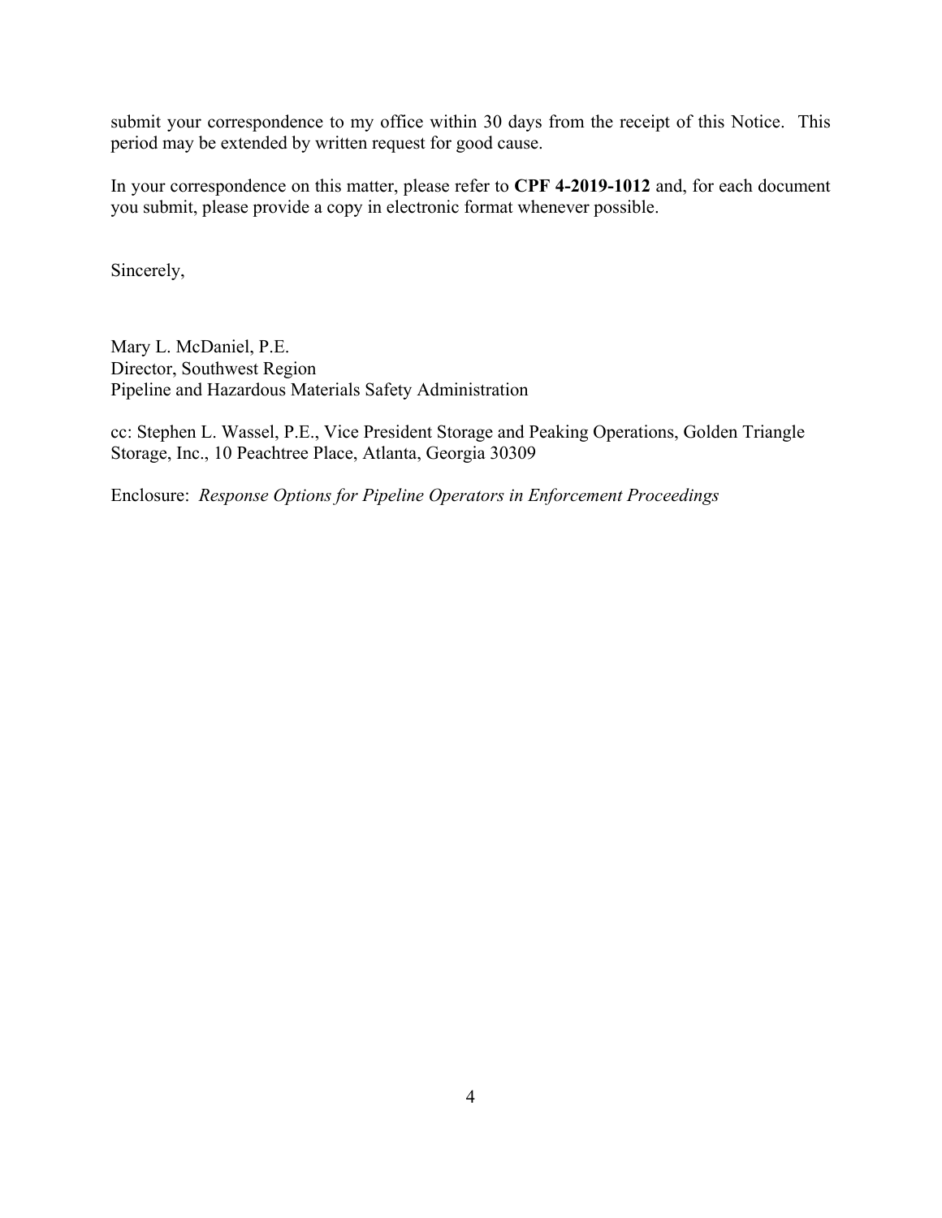submit your correspondence to my office within 30 days from the receipt of this Notice. This period may be extended by written request for good cause.

In your correspondence on this matter, please refer to **CPF 4-2019-1012** and, for each document you submit, please provide a copy in electronic format whenever possible.

Sincerely,

Mary L. McDaniel, P.E.
Director, Southwest Region
Pipeline and Hazardous Materials Safety Administration

cc: Stephen L. Wassel, P.E., Vice President Storage and Peaking Operations, Golden Triangle Storage, Inc., 10 Peachtree Place, Atlanta, Georgia 30309

Enclosure: *Response Options for Pipeline Operators in Enforcement Proceedings*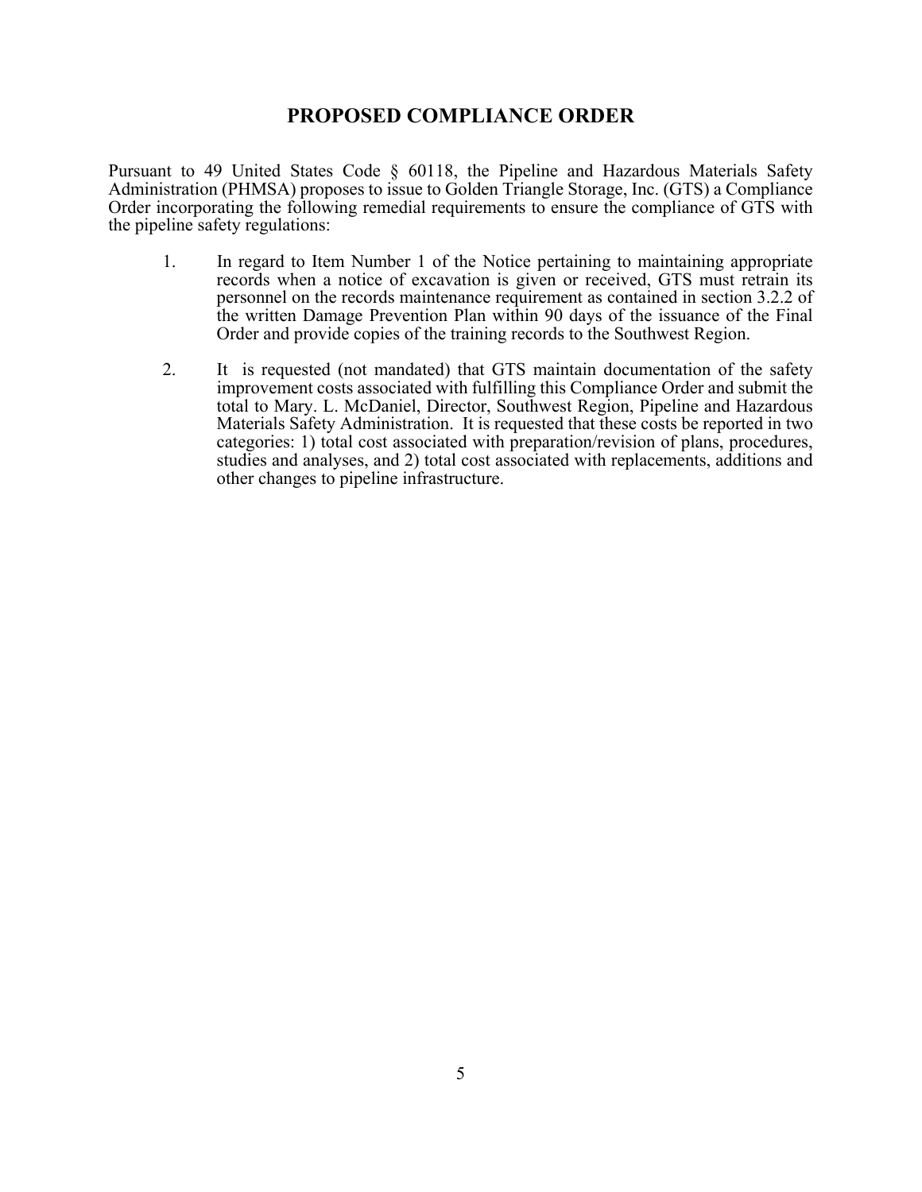# PROPOSED COMPLIANCE ORDER

Pursuant to 49 United States Code § 60118, the Pipeline and Hazardous Materials Safety Administration (PHMSA) proposes to issue to Golden Triangle Storage, Inc. (GTS) a Compliance Order incorporating the following remedial requirements to ensure the compliance of GTS with the pipeline safety regulations:

1. In regard to Item Number 1 of the Notice pertaining to maintaining appropriate records when a notice of excavation is given or received, GTS must retrain its personnel on the records maintenance requirement as contained in section 3.2.2 of the written Damage Prevention Plan within 90 days of the issuance of the Final Order and provide copies of the training records to the Southwest Region.

2. It is requested (not mandated) that GTS maintain documentation of the safety improvement costs associated with fulfilling this Compliance Order and submit the total to Mary. L. McDaniel, Director, Southwest Region, Pipeline and Hazardous Materials Safety Administration. It is requested that these costs be reported in two categories: 1) total cost associated with preparation/revision of plans, procedures, studies and analyses, and 2) total cost associated with replacements, additions and other changes to pipeline infrastructure.